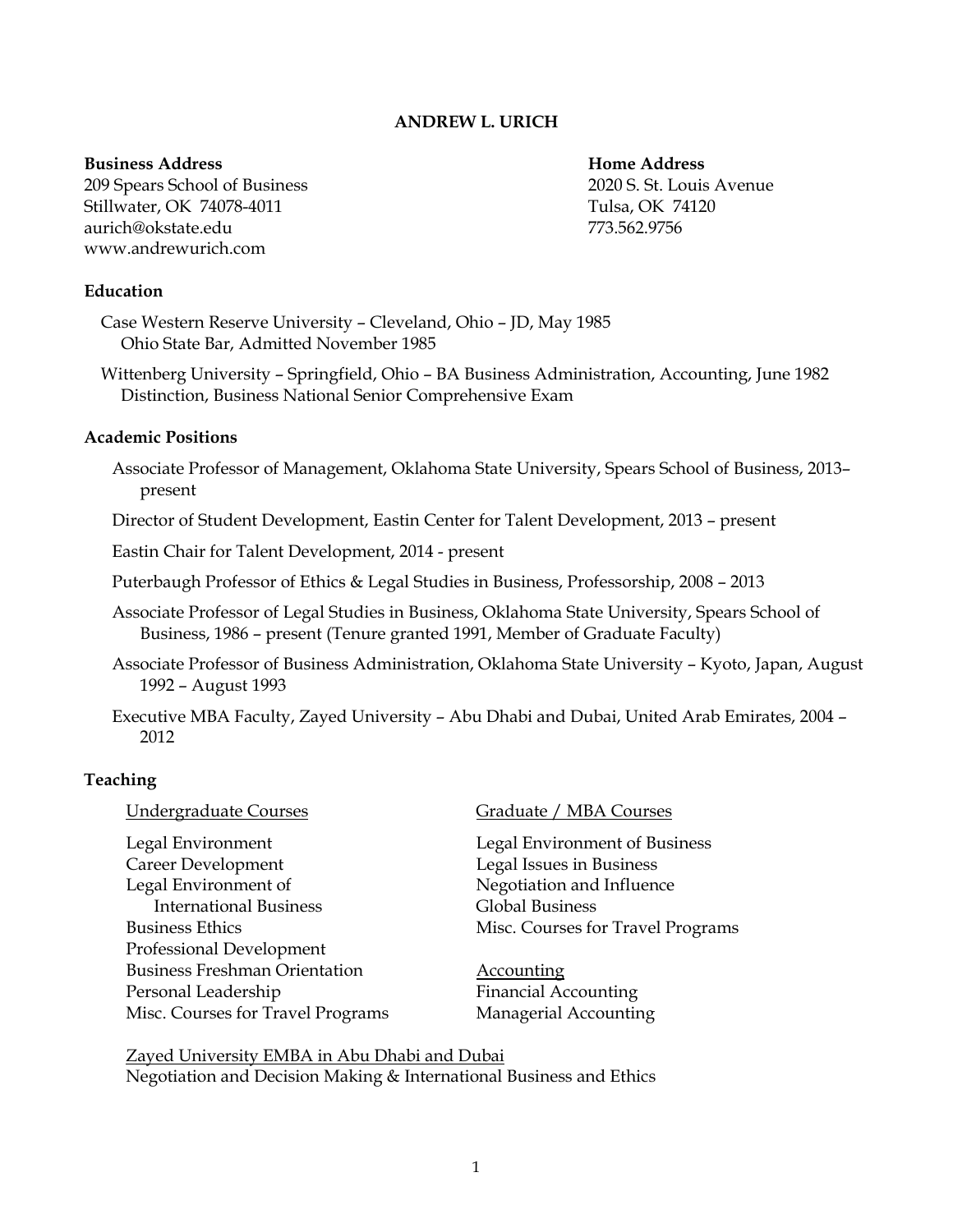# ANDREW L. URICH

**Business Address**
209 Spears School of Business
Stillwater, OK 74078-4011
aurich@okstate.edu
www.andrewurich.com

**Home Address**
2020 S. St. Louis Avenue
Tulsa, OK 74120
773.562.9756

## Education

Case Western Reserve University – Cleveland, Ohio – JD, May 1985
Ohio State Bar, Admitted November 1985

Wittenberg University – Springfield, Ohio – BA Business Administration, Accounting, June 1982
Distinction, Business National Senior Comprehensive Exam

## Academic Positions

Associate Professor of Management, Oklahoma State University, Spears School of Business, 2013–present

Director of Student Development, Eastin Center for Talent Development, 2013 – present

Eastin Chair for Talent Development, 2014 - present

Puterbaugh Professor of Ethics & Legal Studies in Business, Professorship, 2008 – 2013

Associate Professor of Legal Studies in Business, Oklahoma State University, Spears School of Business, 1986 – present (Tenure granted 1991, Member of Graduate Faculty)

Associate Professor of Business Administration, Oklahoma State University – Kyoto, Japan, August 1992 – August 1993

Executive MBA Faculty, Zayed University – Abu Dhabi and Dubai, United Arab Emirates, 2004 – 2012

## Teaching

Undergraduate Courses

- Legal Environment
- Career Development
- Legal Environment of International Business
- Business Ethics
- Professional Development
- Business Freshman Orientation
- Personal Leadership
- Misc. Courses for Travel Programs

Graduate / MBA Courses

- Legal Environment of Business
- Legal Issues in Business
- Negotiation and Influence
- Global Business
- Misc. Courses for Travel Programs

Accounting

- Financial Accounting
- Managerial Accounting

Zayed University EMBA in Abu Dhabi and Dubai

Negotiation and Decision Making & International Business and Ethics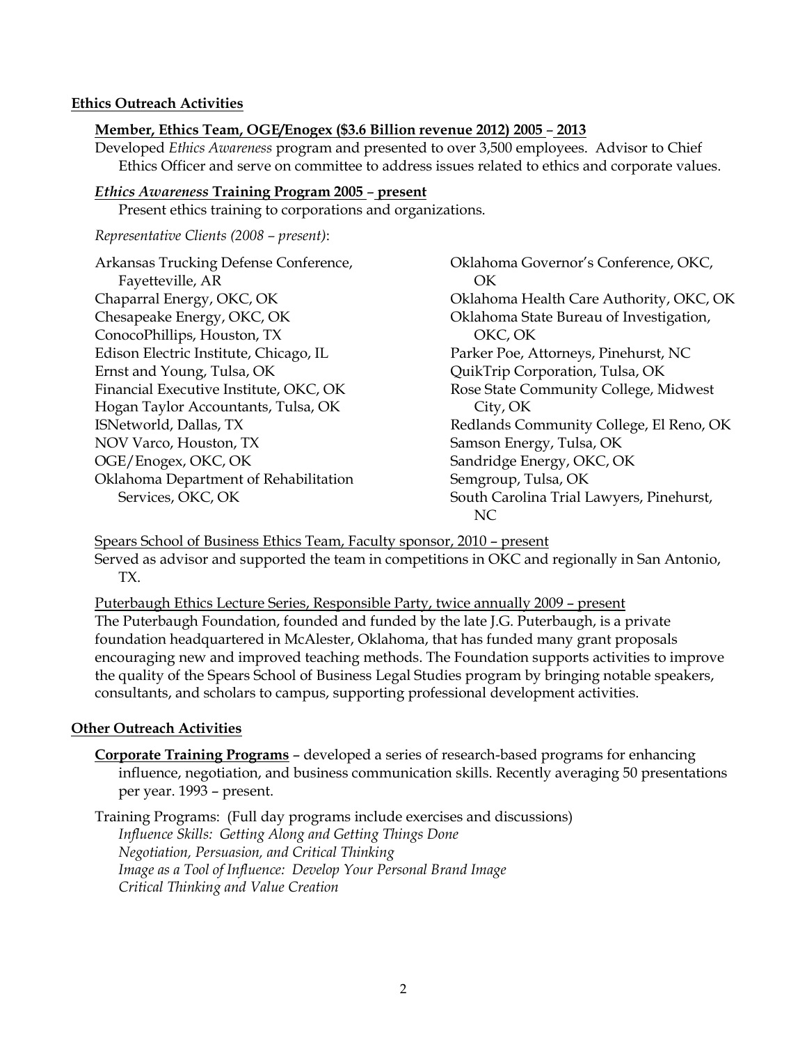## Ethics Outreach Activities

**Member, Ethics Team, OGE/Enogex ($3.6 Billion revenue 2012) 2005 – 2013**

Developed *Ethics Awareness* program and presented to over 3,500 employees. Advisor to Chief Ethics Officer and serve on committee to address issues related to ethics and corporate values.

***Ethics Awareness* Training Program 2005 – present**

Present ethics training to corporations and organizations.

*Representative Clients (2008 – present)*:

- Arkansas Trucking Defense Conference, Fayetteville, AR
- Chaparral Energy, OKC, OK
- Chesapeake Energy, OKC, OK
- ConocoPhillips, Houston, TX
- Edison Electric Institute, Chicago, IL
- Ernst and Young, Tulsa, OK
- Financial Executive Institute, OKC, OK
- Hogan Taylor Accountants, Tulsa, OK
- ISNetworld, Dallas, TX
- NOV Varco, Houston, TX
- OGE/Enogex, OKC, OK
- Oklahoma Department of Rehabilitation Services, OKC, OK
- Oklahoma Governor's Conference, OKC, OK
- Oklahoma Health Care Authority, OKC, OK
- Oklahoma State Bureau of Investigation, OKC, OK
- Parker Poe, Attorneys, Pinehurst, NC
- QuikTrip Corporation, Tulsa, OK
- Rose State Community College, Midwest City, OK
- Redlands Community College, El Reno, OK
- Samson Energy, Tulsa, OK
- Sandridge Energy, OKC, OK
- Semgroup, Tulsa, OK
- South Carolina Trial Lawyers, Pinehurst, NC

Spears School of Business Ethics Team, Faculty sponsor, 2010 – present

Served as advisor and supported the team in competitions in OKC and regionally in San Antonio, TX.

Puterbaugh Ethics Lecture Series, Responsible Party, twice annually 2009 – present

The Puterbaugh Foundation, founded and funded by the late J.G. Puterbaugh, is a private foundation headquartered in McAlester, Oklahoma, that has funded many grant proposals encouraging new and improved teaching methods. The Foundation supports activities to improve the quality of the Spears School of Business Legal Studies program by bringing notable speakers, consultants, and scholars to campus, supporting professional development activities.

## Other Outreach Activities

**Corporate Training Programs** – developed a series of research-based programs for enhancing influence, negotiation, and business communication skills. Recently averaging 50 presentations per year. 1993 – present.

Training Programs: (Full day programs include exercises and discussions)

*Influence Skills: Getting Along and Getting Things Done*
*Negotiation, Persuasion, and Critical Thinking*
*Image as a Tool of Influence: Develop Your Personal Brand Image*
*Critical Thinking and Value Creation*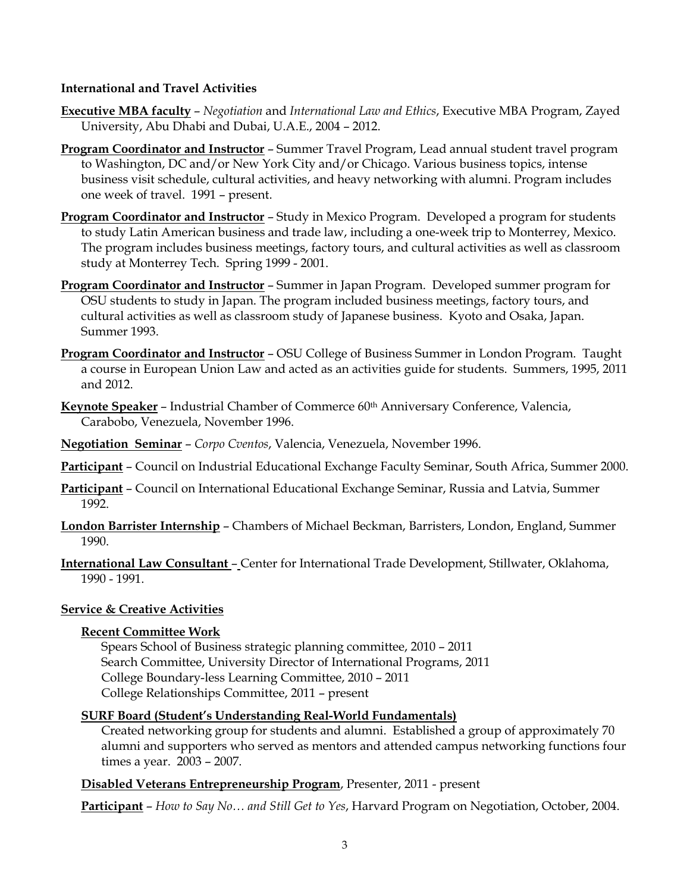**International and Travel Activities**

**Executive MBA faculty** – *Negotiation* and *International Law and Ethics*, Executive MBA Program, Zayed University, Abu Dhabi and Dubai, U.A.E., 2004 – 2012.

**Program Coordinator and Instructor** – Summer Travel Program, Lead annual student travel program to Washington, DC and/or New York City and/or Chicago. Various business topics, intense business visit schedule, cultural activities, and heavy networking with alumni. Program includes one week of travel. 1991 – present.

**Program Coordinator and Instructor** – Study in Mexico Program. Developed a program for students to study Latin American business and trade law, including a one-week trip to Monterrey, Mexico. The program includes business meetings, factory tours, and cultural activities as well as classroom study at Monterrey Tech. Spring 1999 - 2001.

**Program Coordinator and Instructor** – Summer in Japan Program. Developed summer program for OSU students to study in Japan. The program included business meetings, factory tours, and cultural activities as well as classroom study of Japanese business. Kyoto and Osaka, Japan. Summer 1993.

**Program Coordinator and Instructor** – OSU College of Business Summer in London Program. Taught a course in European Union Law and acted as an activities guide for students. Summers, 1995, 2011 and 2012.

**Keynote Speaker** – Industrial Chamber of Commerce 60th Anniversary Conference, Valencia, Carabobo, Venezuela, November 1996.

**Negotiation Seminar** – *Corpo Cventos*, Valencia, Venezuela, November 1996.

**Participant** – Council on Industrial Educational Exchange Faculty Seminar, South Africa, Summer 2000.

**Participant** – Council on International Educational Exchange Seminar, Russia and Latvia, Summer 1992.

**London Barrister Internship** – Chambers of Michael Beckman, Barristers, London, England, Summer 1990.

**International Law Consultant** – Center for International Trade Development, Stillwater, Oklahoma, 1990 - 1991.

**Service & Creative Activities**

**Recent Committee Work**

Spears School of Business strategic planning committee, 2010 – 2011
Search Committee, University Director of International Programs, 2011
College Boundary-less Learning Committee, 2010 – 2011
College Relationships Committee, 2011 – present

**SURF Board (Student's Understanding Real-World Fundamentals)**

Created networking group for students and alumni. Established a group of approximately 70 alumni and supporters who served as mentors and attended campus networking functions four times a year. 2003 – 2007.

**Disabled Veterans Entrepreneurship Program**, Presenter, 2011 - present

**Participant** – *How to Say No… and Still Get to Yes*, Harvard Program on Negotiation, October, 2004.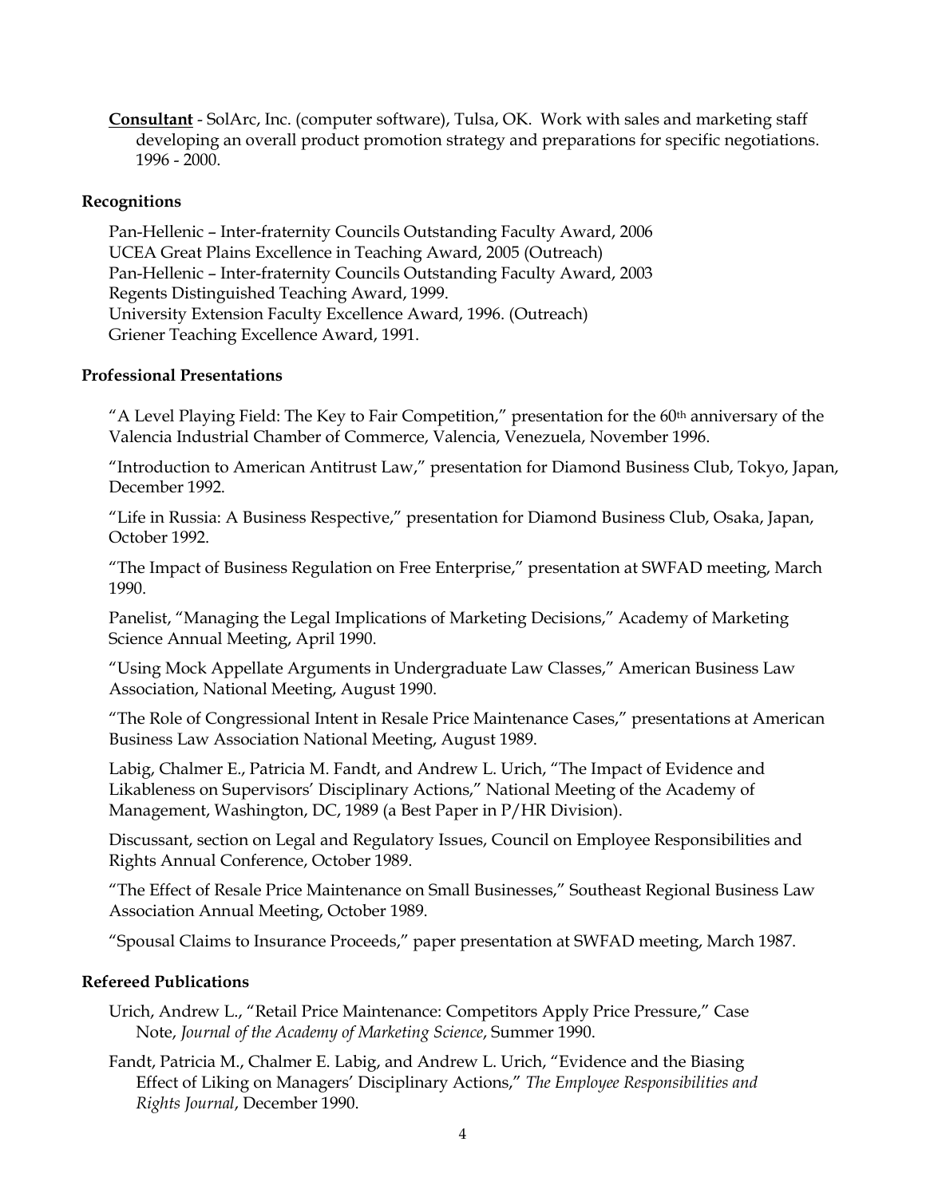**Consultant** - SolArc, Inc. (computer software), Tulsa, OK. Work with sales and marketing staff developing an overall product promotion strategy and preparations for specific negotiations. 1996 - 2000.

## Recognitions

Pan-Hellenic – Inter-fraternity Councils Outstanding Faculty Award, 2006
UCEA Great Plains Excellence in Teaching Award, 2005 (Outreach)
Pan-Hellenic – Inter-fraternity Councils Outstanding Faculty Award, 2003
Regents Distinguished Teaching Award, 1999.
University Extension Faculty Excellence Award, 1996. (Outreach)
Griener Teaching Excellence Award, 1991.

## Professional Presentations

"A Level Playing Field: The Key to Fair Competition," presentation for the 60th anniversary of the Valencia Industrial Chamber of Commerce, Valencia, Venezuela, November 1996.

"Introduction to American Antitrust Law," presentation for Diamond Business Club, Tokyo, Japan, December 1992.

"Life in Russia: A Business Respective," presentation for Diamond Business Club, Osaka, Japan, October 1992.

"The Impact of Business Regulation on Free Enterprise," presentation at SWFAD meeting, March 1990.

Panelist, "Managing the Legal Implications of Marketing Decisions," Academy of Marketing Science Annual Meeting, April 1990.

"Using Mock Appellate Arguments in Undergraduate Law Classes," American Business Law Association, National Meeting, August 1990.

"The Role of Congressional Intent in Resale Price Maintenance Cases," presentations at American Business Law Association National Meeting, August 1989.

Labig, Chalmer E., Patricia M. Fandt, and Andrew L. Urich, "The Impact of Evidence and Likableness on Supervisors' Disciplinary Actions," National Meeting of the Academy of Management, Washington, DC, 1989 (a Best Paper in P/HR Division).

Discussant, section on Legal and Regulatory Issues, Council on Employee Responsibilities and Rights Annual Conference, October 1989.

"The Effect of Resale Price Maintenance on Small Businesses," Southeast Regional Business Law Association Annual Meeting, October 1989.

"Spousal Claims to Insurance Proceeds," paper presentation at SWFAD meeting, March 1987.

## Refereed Publications

Urich, Andrew L., "Retail Price Maintenance: Competitors Apply Price Pressure," Case Note, *Journal of the Academy of Marketing Science*, Summer 1990.

Fandt, Patricia M., Chalmer E. Labig, and Andrew L. Urich, "Evidence and the Biasing Effect of Liking on Managers' Disciplinary Actions," *The Employee Responsibilities and Rights Journal*, December 1990.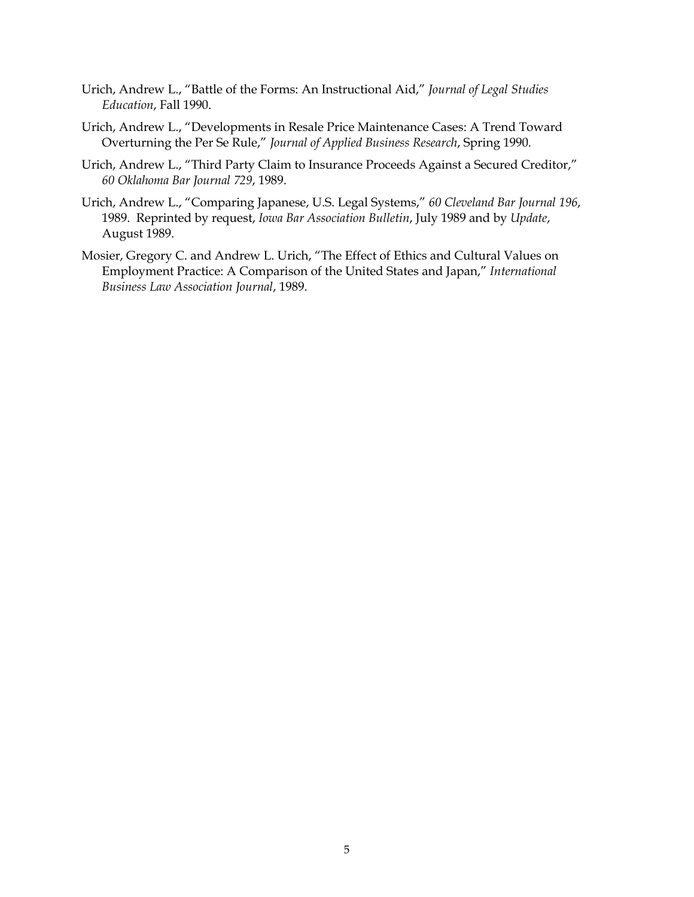Urich, Andrew L., "Battle of the Forms: An Instructional Aid," *Journal of Legal Studies Education*, Fall 1990.

Urich, Andrew L., "Developments in Resale Price Maintenance Cases: A Trend Toward Overturning the Per Se Rule," *Journal of Applied Business Research*, Spring 1990.

Urich, Andrew L., "Third Party Claim to Insurance Proceeds Against a Secured Creditor," *60 Oklahoma Bar Journal 729*, 1989.

Urich, Andrew L., "Comparing Japanese, U.S. Legal Systems," *60 Cleveland Bar Journal 196*, 1989. Reprinted by request, *Iowa Bar Association Bulletin*, July 1989 and by *Update*, August 1989.

Mosier, Gregory C. and Andrew L. Urich, "The Effect of Ethics and Cultural Values on Employment Practice: A Comparison of the United States and Japan," *International Business Law Association Journal*, 1989.